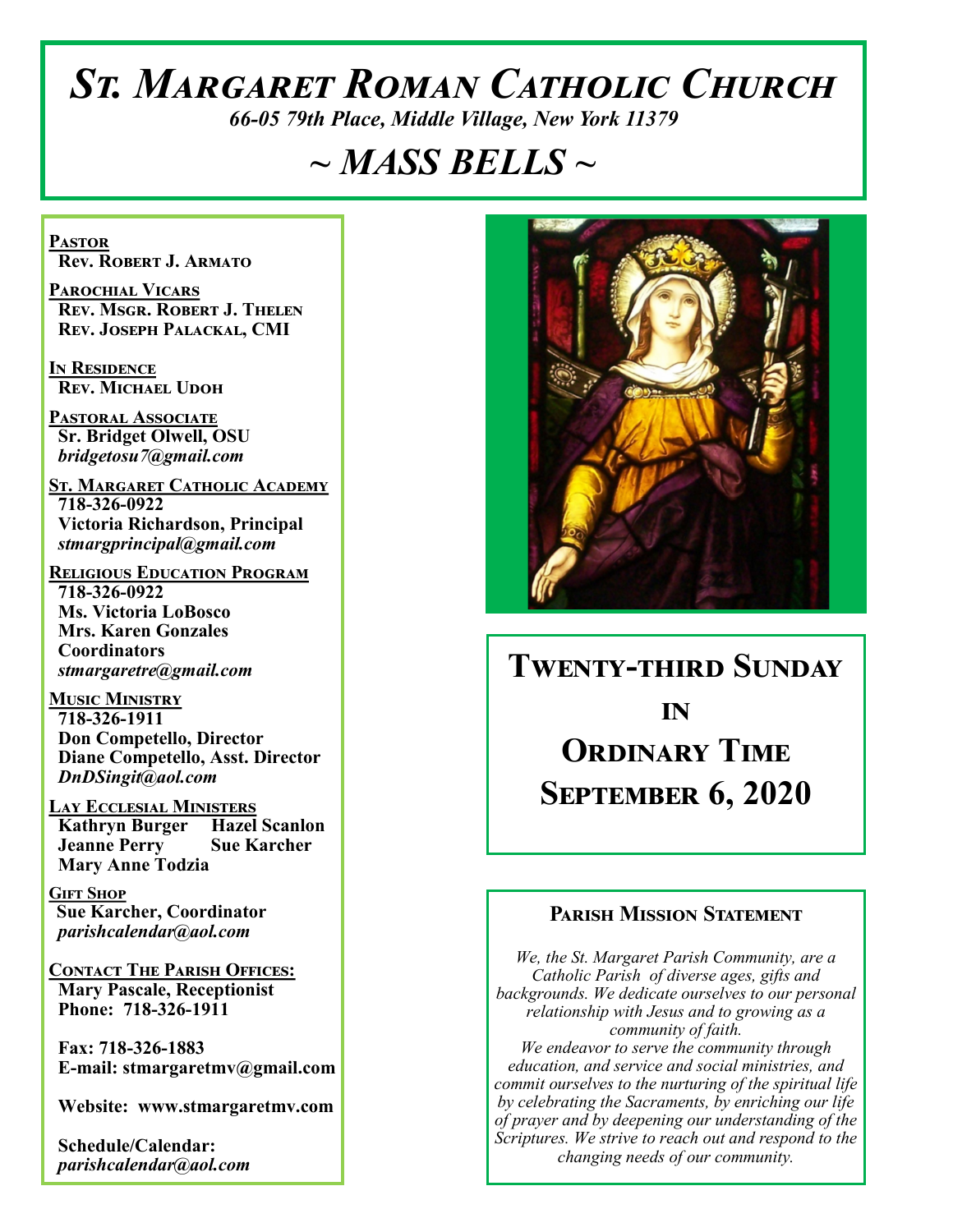# *St. Margaret Roman Catholic Church*

*66-05 79th Place, Middle Village, New York 11379*

# *~ MASS BELLS ~*

**Pastor**
**Rev. Robert J. Armato**

**Parochial Vicars**
**Rev. Msgr. Robert J. Thelen**
**Rev. Joseph Palackal, CMI**

**In Residence**
**Rev. Michael Udoh**

**Pastoral Associate**
**Sr. Bridget Olwell, OSU**
*bridgetosu7@gmail.com*

**St. Margaret Catholic Academy**
**718-326-0922**
**Victoria Richardson, Principal**
*stmargprincipal@gmail.com*

**Religious Education Program**
**718-326-0922**
**Ms. Victoria LoBosco**
**Mrs. Karen Gonzales**
**Coordinators**
*stmargaretre@gmail.com*

**Music Ministry**
**718-326-1911**
**Don Competello, Director**
**Diane Competello, Asst. Director**
*DnDSingit@aol.com*

**Lay Ecclesial Ministers**
**Kathryn Burger**
**Hazel Scanlon**
**Jeanne Perry**
**Sue Karcher**
**Mary Anne Todzia**

**Gift Shop**
**Sue Karcher, Coordinator**
*parishcalendar@aol.com*

**Contact The Parish Offices:**
**Mary Pascale, Receptionist**
**Phone: 718-326-1911**

**Fax: 718-326-1883**
**E-mail: stmargaretmv@gmail.com**

**Website: www.stmargaretmv.com**

**Schedule/Calendar:**
*parishcalendar@aol.com*

## Twenty-third Sunday in Ordinary Time
## September 6, 2020

### Parish Mission Statement

*We, the St. Margaret Parish Community, are a Catholic Parish of diverse ages, gifts and backgrounds. We dedicate ourselves to our personal relationship with Jesus and to growing as a community of faith.*
*We endeavor to serve the community through education, and service and social ministries, and commit ourselves to the nurturing of the spiritual life by celebrating the Sacraments, by enriching our life of prayer and by deepening our understanding of the Scriptures. We strive to reach out and respond to the changing needs of our community.*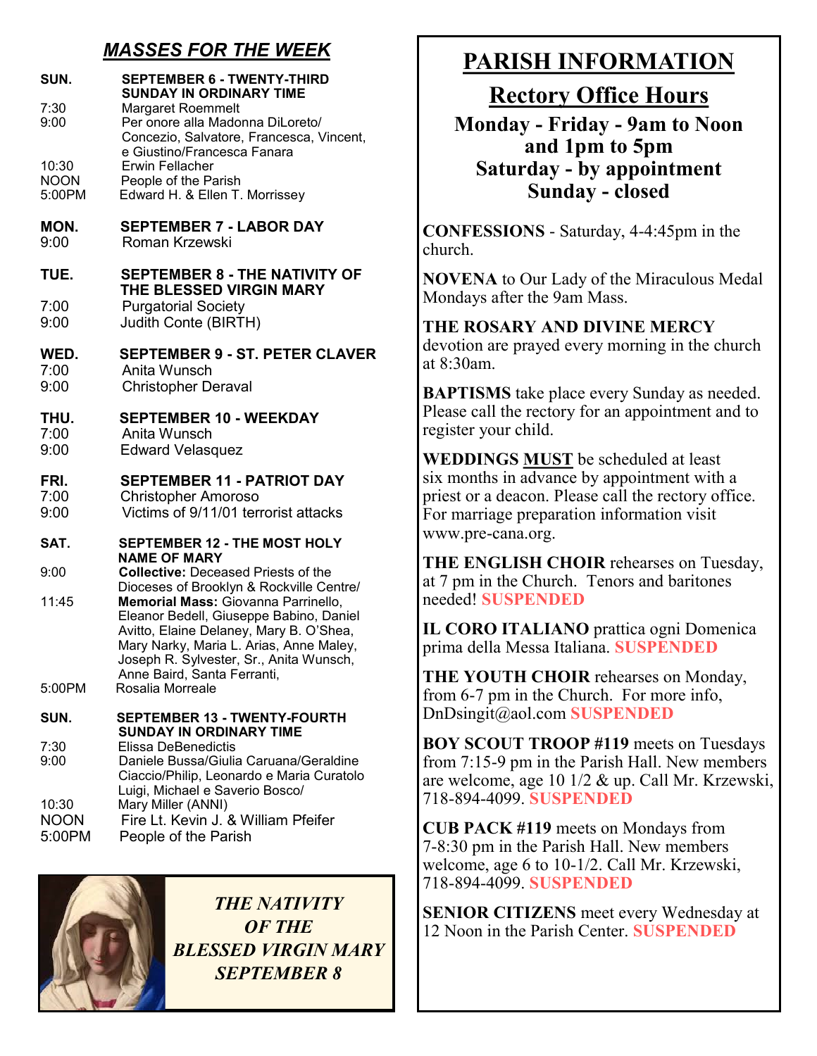## *MASSES FOR THE WEEK*

**SUN. SEPTEMBER 6 - TWENTY-THIRD SUNDAY IN ORDINARY TIME**
- 7:30 Margaret Roemmelt
- 9:00 Per onore alla Madonna DiLoreto/ Concezio, Salvatore, Francesca, Vincent, e Giustino/Francesca Fanara
- 10:30 Erwin Fellacher
- NOON People of the Parish
- 5:00PM Edward H. & Ellen T. Morrissey

**MON. SEPTEMBER 7 - LABOR DAY**
- 9:00 Roman Krzewski

**TUE. SEPTEMBER 8 - THE NATIVITY OF THE BLESSED VIRGIN MARY**
- 7:00 Purgatorial Society
- 9:00 Judith Conte (BIRTH)

**WED. SEPTEMBER 9 - ST. PETER CLAVER**
- 7:00 Anita Wunsch
- 9:00 Christopher Deraval

**THU. SEPTEMBER 10 - WEEKDAY**
- 7:00 Anita Wunsch
- 9:00 Edward Velasquez

**FRI. SEPTEMBER 11 - PATRIOT DAY**
- 7:00 Christopher Amoroso
- 9:00 Victims of 9/11/01 terrorist attacks

**SAT. SEPTEMBER 12 - THE MOST HOLY NAME OF MARY**
- 9:00 **Collective:** Deceased Priests of the Dioceses of Brooklyn & Rockville Centre/
- 11:45 **Memorial Mass:** Giovanna Parrinello, Eleanor Bedell, Giuseppe Babino, Daniel Avitto, Elaine Delaney, Mary B. O'Shea, Mary Narky, Maria L. Arias, Anne Maley, Joseph R. Sylvester, Sr., Anita Wunsch, Anne Baird, Santa Ferranti,
- 5:00PM Rosalia Morreale

**SUN. SEPTEMBER 13 - TWENTY-FOURTH SUNDAY IN ORDINARY TIME**
- 7:30 Elissa DeBenedictis
- 9:00 Daniele Bussa/Giulia Caruana/Geraldine Ciaccio/Philip, Leonardo e Maria Curatolo Luigi, Michael e Saverio Bosco/
- 10:30 Mary Miller (ANNI)
- NOON Fire Lt. Kevin J. & William Pfeifer
- 5:00PM People of the Parish

*THE NATIVITY OF THE BLESSED VIRGIN MARY SEPTEMBER 8*

# PARISH INFORMATION

## Rectory Office Hours

**Monday - Friday - 9am to Noon and 1pm to 5pm**
**Saturday - by appointment**
**Sunday - closed**

**CONFESSIONS** - Saturday, 4-4:45pm in the church.

**NOVENA** to Our Lady of the Miraculous Medal Mondays after the 9am Mass.

**THE ROSARY AND DIVINE MERCY** devotion are prayed every morning in the church at 8:30am.

**BAPTISMS** take place every Sunday as needed. Please call the rectory for an appointment and to register your child.

**WEDDINGS MUST** be scheduled at least six months in advance by appointment with a priest or a deacon. Please call the rectory office. For marriage preparation information visit www.pre-cana.org.

**THE ENGLISH CHOIR** rehearses on Tuesday, at 7 pm in the Church. Tenors and baritones needed! **SUSPENDED**

**IL CORO ITALIANO** prattica ogni Domenica prima della Messa Italiana. **SUSPENDED**

**THE YOUTH CHOIR** rehearses on Monday, from 6-7 pm in the Church. For more info, DnDsingit@aol.com **SUSPENDED**

**BOY SCOUT TROOP #119** meets on Tuesdays from 7:15-9 pm in the Parish Hall. New members are welcome, age 10 1/2 & up. Call Mr. Krzewski, 718-894-4099. **SUSPENDED**

**CUB PACK #119** meets on Mondays from 7-8:30 pm in the Parish Hall. New members welcome, age 6 to 10-1/2. Call Mr. Krzewski, 718-894-4099. **SUSPENDED**

**SENIOR CITIZENS** meet every Wednesday at 12 Noon in the Parish Center. **SUSPENDED**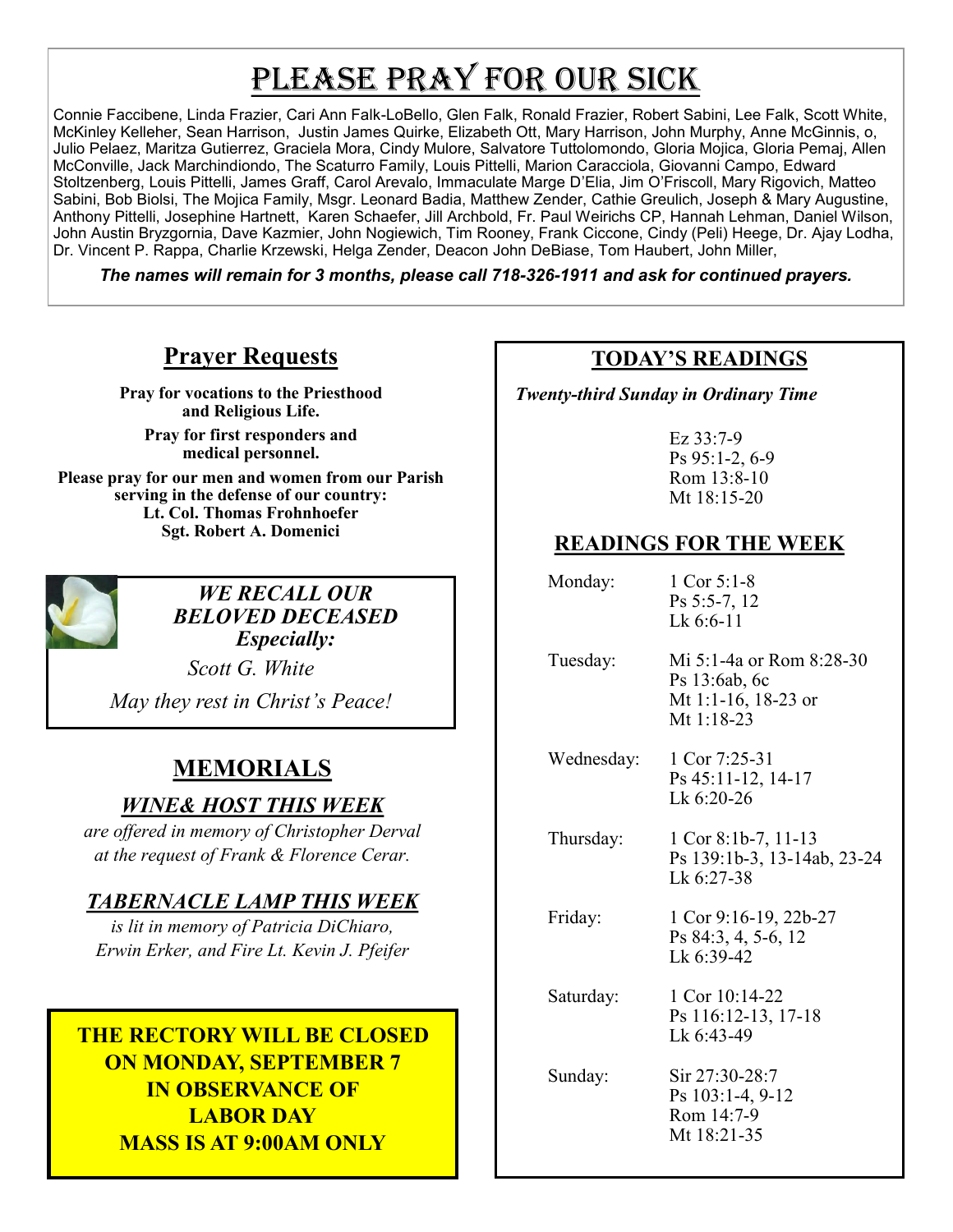# PLEASE PRAY FOR OUR SICK

Connie Faccibene, Linda Frazier, Cari Ann Falk-LoBello, Glen Falk, Ronald Frazier, Robert Sabini, Lee Falk, Scott White, McKinley Kelleher, Sean Harrison, Justin James Quirke, Elizabeth Ott, Mary Harrison, John Murphy, Anne McGinnis, o, Julio Pelaez, Maritza Gutierrez, Graciela Mora, Cindy Mulore, Salvatore Tuttolomondo, Gloria Mojica, Gloria Pemaj, Allen McConville, Jack Marchindiondo, The Scaturro Family, Louis Pittelli, Marion Caracciola, Giovanni Campo, Edward Stoltzenberg, Louis Pittelli, James Graff, Carol Arevalo, Immaculate Marge D'Elia, Jim O'Friscoll, Mary Rigovich, Matteo Sabini, Bob Biolsi, The Mojica Family, Msgr. Leonard Badia, Matthew Zender, Cathie Greulich, Joseph & Mary Augustine, Anthony Pittelli, Josephine Hartnett, Karen Schaefer, Jill Archbold, Fr. Paul Weirichs CP, Hannah Lehman, Daniel Wilson, John Austin Bryzgornia, Dave Kazmier, John Nogiewich, Tim Rooney, Frank Ciccone, Cindy (Peli) Heege, Dr. Ajay Lodha, Dr. Vincent P. Rappa, Charlie Krzewski, Helga Zender, Deacon John DeBiase, Tom Haubert, John Miller,

***The names will remain for 3 months, please call 718-326-1911 and ask for continued prayers.***

## Prayer Requests

**Pray for vocations to the Priesthood and Religious Life.**

**Pray for first responders and medical personnel.**

**Please pray for our men and women from our Parish serving in the defense of our country:**
**Lt. Col. Thomas Frohnhoefer**
**Sgt. Robert A. Domenici**

***WE RECALL OUR BELOVED DECEASED Especially:***

*Scott G. White*

*May they rest in Christ's Peace!*

## MEMORIALS

### *WINE& HOST THIS WEEK*

*are offered in memory of Christopher Derval at the request of Frank & Florence Cerar.*

### *TABERNACLE LAMP THIS WEEK*

*is lit in memory of Patricia DiChiaro, Erwin Erker, and Fire Lt. Kevin J. Pfeifer*

**THE RECTORY WILL BE CLOSED ON MONDAY, SEPTEMBER 7 IN OBSERVANCE OF LABOR DAY**
**MASS IS AT 9:00AM ONLY**

## TODAY'S READINGS

***Twenty-third Sunday in Ordinary Time***

Ez 33:7-9
Ps 95:1-2, 6-9
Rom 13:8-10
Mt 18:15-20

## READINGS FOR THE WEEK

| | |
|---|---|
| Monday: | 1 Cor 5:1-8<br>Ps 5:5-7, 12<br>Lk 6:6-11 |
| Tuesday: | Mi 5:1-4a or Rom 8:28-30<br>Ps 13:6ab, 6c<br>Mt 1:1-16, 18-23 or<br>Mt 1:18-23 |
| Wednesday: | 1 Cor 7:25-31<br>Ps 45:11-12, 14-17<br>Lk 6:20-26 |
| Thursday: | 1 Cor 8:1b-7, 11-13<br>Ps 139:1b-3, 13-14ab, 23-24<br>Lk 6:27-38 |
| Friday: | 1 Cor 9:16-19, 22b-27<br>Ps 84:3, 4, 5-6, 12<br>Lk 6:39-42 |
| Saturday: | 1 Cor 10:14-22<br>Ps 116:12-13, 17-18<br>Lk 6:43-49 |
| Sunday: | Sir 27:30-28:7<br>Ps 103:1-4, 9-12<br>Rom 14:7-9<br>Mt 18:21-35 |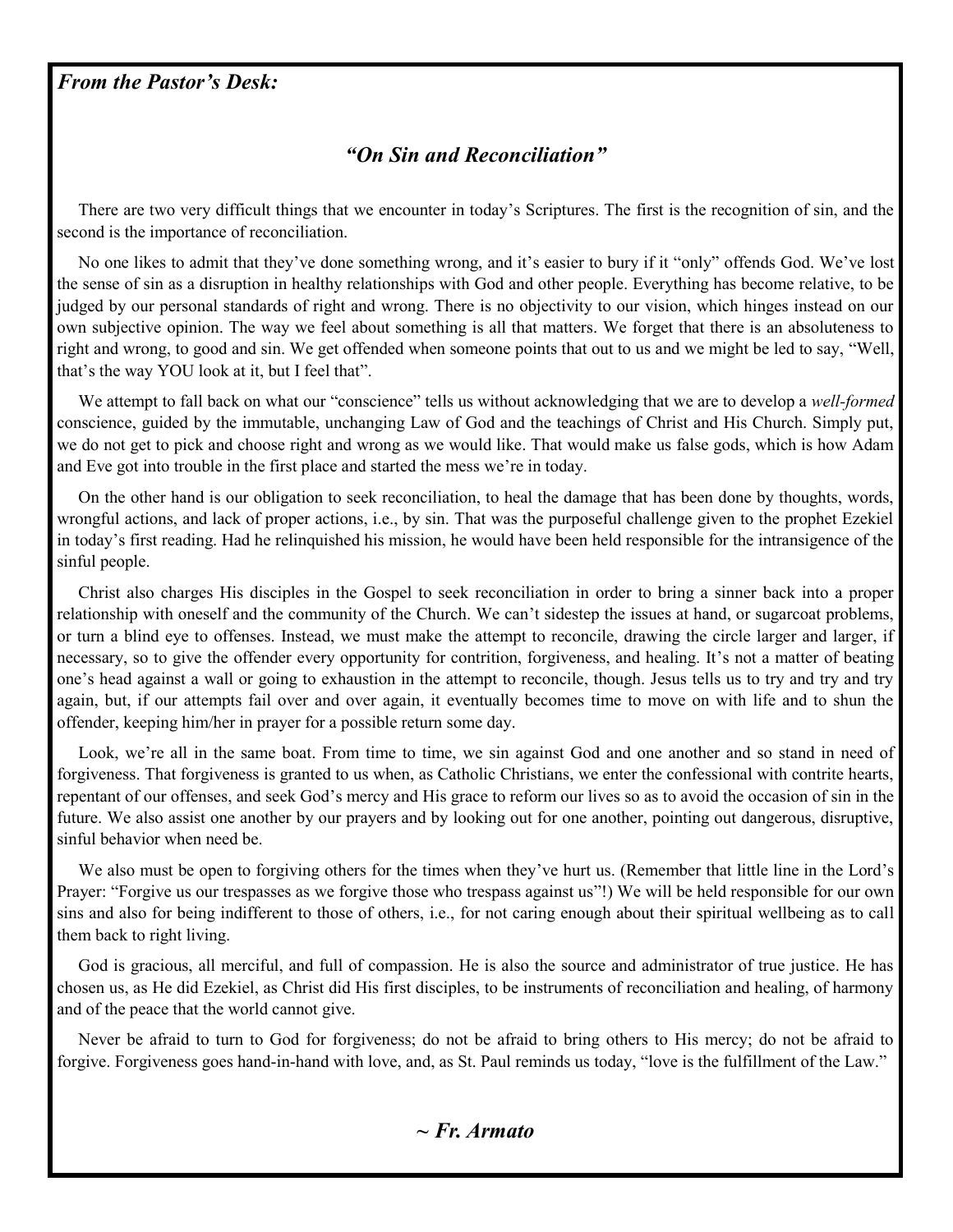***From the Pastor's Desk:***

## *"On Sin and Reconciliation"*

There are two very difficult things that we encounter in today's Scriptures. The first is the recognition of sin, and the second is the importance of reconciliation.

No one likes to admit that they've done something wrong, and it's easier to bury if it "only" offends God. We've lost the sense of sin as a disruption in healthy relationships with God and other people. Everything has become relative, to be judged by our personal standards of right and wrong. There is no objectivity to our vision, which hinges instead on our own subjective opinion. The way we feel about something is all that matters. We forget that there is an absoluteness to right and wrong, to good and sin. We get offended when someone points that out to us and we might be led to say, "Well, that's the way YOU look at it, but I feel that".

We attempt to fall back on what our "conscience" tells us without acknowledging that we are to develop a *well-formed* conscience, guided by the immutable, unchanging Law of God and the teachings of Christ and His Church. Simply put, we do not get to pick and choose right and wrong as we would like. That would make us false gods, which is how Adam and Eve got into trouble in the first place and started the mess we're in today.

On the other hand is our obligation to seek reconciliation, to heal the damage that has been done by thoughts, words, wrongful actions, and lack of proper actions, i.e., by sin. That was the purposeful challenge given to the prophet Ezekiel in today's first reading. Had he relinquished his mission, he would have been held responsible for the intransigence of the sinful people.

Christ also charges His disciples in the Gospel to seek reconciliation in order to bring a sinner back into a proper relationship with oneself and the community of the Church. We can't sidestep the issues at hand, or sugarcoat problems, or turn a blind eye to offenses. Instead, we must make the attempt to reconcile, drawing the circle larger and larger, if necessary, so to give the offender every opportunity for contrition, forgiveness, and healing. It's not a matter of beating one's head against a wall or going to exhaustion in the attempt to reconcile, though. Jesus tells us to try and try and try again, but, if our attempts fail over and over again, it eventually becomes time to move on with life and to shun the offender, keeping him/her in prayer for a possible return some day.

Look, we're all in the same boat. From time to time, we sin against God and one another and so stand in need of forgiveness. That forgiveness is granted to us when, as Catholic Christians, we enter the confessional with contrite hearts, repentant of our offenses, and seek God's mercy and His grace to reform our lives so as to avoid the occasion of sin in the future. We also assist one another by our prayers and by looking out for one another, pointing out dangerous, disruptive, sinful behavior when need be.

We also must be open to forgiving others for the times when they've hurt us. (Remember that little line in the Lord's Prayer: "Forgive us our trespasses as we forgive those who trespass against us"!) We will be held responsible for our own sins and also for being indifferent to those of others, i.e., for not caring enough about their spiritual wellbeing as to call them back to right living.

God is gracious, all merciful, and full of compassion. He is also the source and administrator of true justice. He has chosen us, as He did Ezekiel, as Christ did His first disciples, to be instruments of reconciliation and healing, of harmony and of the peace that the world cannot give.

Never be afraid to turn to God for forgiveness; do not be afraid to bring others to His mercy; do not be afraid to forgive. Forgiveness goes hand-in-hand with love, and, as St. Paul reminds us today, "love is the fulfillment of the Law."

***~ Fr. Armato***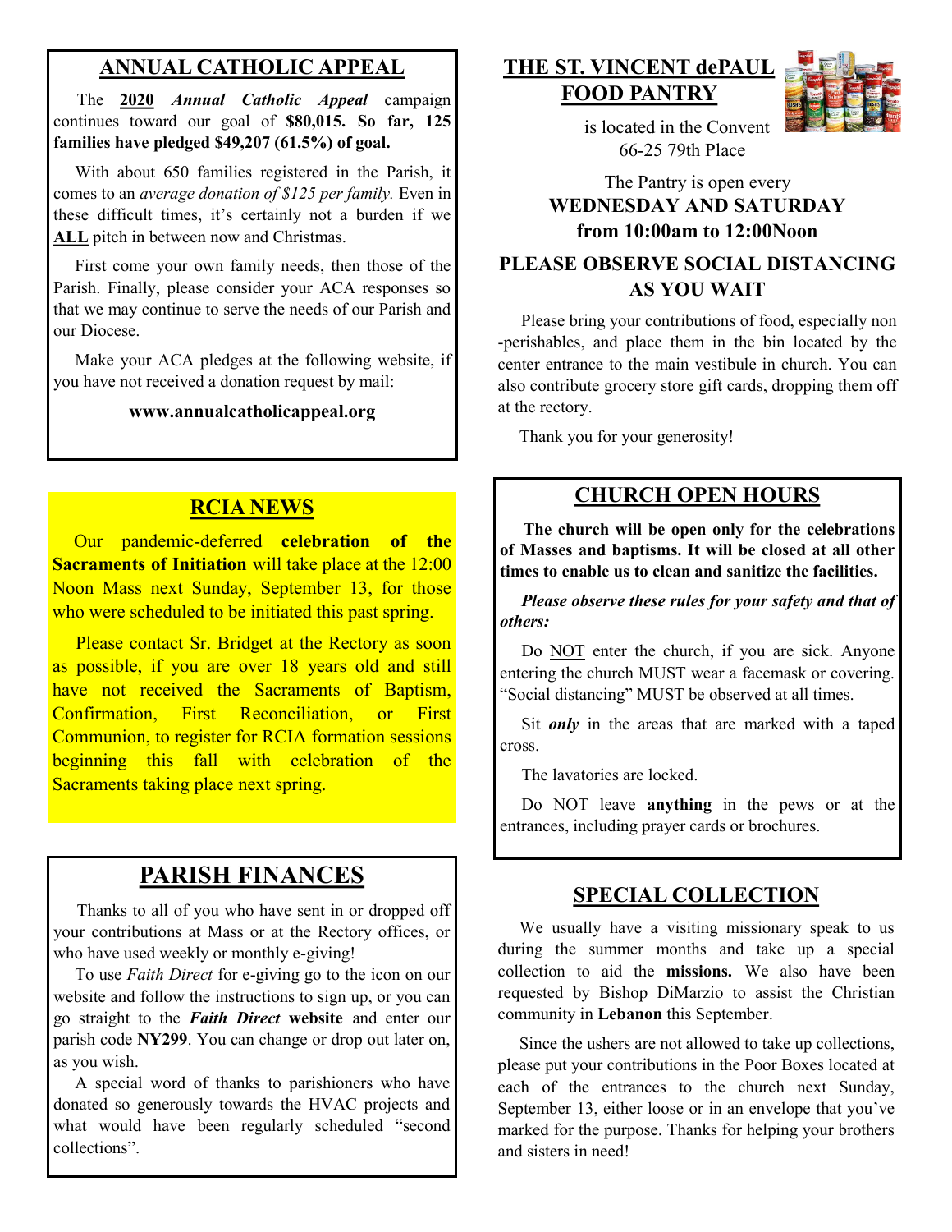## ANNUAL CATHOLIC APPEAL

The **2020** ***Annual Catholic Appeal*** campaign continues toward our goal of **$80,015. So far, 125 families have pledged $49,207 (61.5%) of goal.**

With about 650 families registered in the Parish, it comes to an *average donation of $125 per family.* Even in these difficult times, it's certainly not a burden if we **ALL** pitch in between now and Christmas.

First come your own family needs, then those of the Parish. Finally, please consider your ACA responses so that we may continue to serve the needs of our Parish and our Diocese.

Make your ACA pledges at the following website, if you have not received a donation request by mail:

**www.annualcatholicappeal.org**

## RCIA NEWS

Our pandemic-deferred **celebration of the Sacraments of Initiation** will take place at the 12:00 Noon Mass next Sunday, September 13, for those who were scheduled to be initiated this past spring.

Please contact Sr. Bridget at the Rectory as soon as possible, if you are over 18 years old and still have not received the Sacraments of Baptism, Confirmation, First Reconciliation, or First Communion, to register for RCIA formation sessions beginning this fall with celebration of the Sacraments taking place next spring.

## PARISH FINANCES

Thanks to all of you who have sent in or dropped off your contributions at Mass or at the Rectory offices, or who have used weekly or monthly e-giving!

To use *Faith Direct* for e-giving go to the icon on our website and follow the instructions to sign up, or you can go straight to the ***Faith Direct*** **website** and enter our parish code **NY299**. You can change or drop out later on, as you wish.

A special word of thanks to parishioners who have donated so generously towards the HVAC projects and what would have been regularly scheduled "second collections".

## THE ST. VINCENT dePAUL FOOD PANTRY

is located in the Convent
66-25 79th Place

The Pantry is open every
**WEDNESDAY AND SATURDAY**
**from 10:00am to 12:00Noon**

**PLEASE OBSERVE SOCIAL DISTANCING AS YOU WAIT**

Please bring your contributions of food, especially non-perishables, and place them in the bin located by the center entrance to the main vestibule in church. You can also contribute grocery store gift cards, dropping them off at the rectory.

Thank you for your generosity!

## CHURCH OPEN HOURS

**The church will be open only for the celebrations of Masses and baptisms. It will be closed at all other times to enable us to clean and sanitize the facilities.**

***Please observe these rules for your safety and that of others:***

Do NOT enter the church, if you are sick. Anyone entering the church MUST wear a facemask or covering. "Social distancing" MUST be observed at all times.

Sit ***only*** in the areas that are marked with a taped cross.

The lavatories are locked.

Do NOT leave **anything** in the pews or at the entrances, including prayer cards or brochures.

## SPECIAL COLLECTION

We usually have a visiting missionary speak to us during the summer months and take up a special collection to aid the **missions.** We also have been requested by Bishop DiMarzio to assist the Christian community in **Lebanon** this September.

Since the ushers are not allowed to take up collections, please put your contributions in the Poor Boxes located at each of the entrances to the church next Sunday, September 13, either loose or in an envelope that you've marked for the purpose. Thanks for helping your brothers and sisters in need!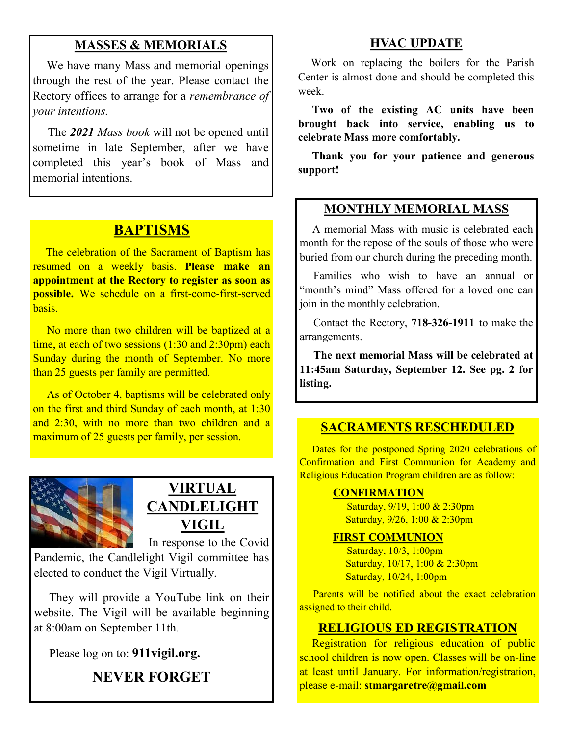## MASSES & MEMORIALS

We have many Mass and memorial openings through the rest of the year. Please contact the Rectory offices to arrange for a *remembrance of your intentions.*

The ***2021*** *Mass book* will not be opened until sometime in late September, after we have completed this year's book of Mass and memorial intentions.

## BAPTISMS

The celebration of the Sacrament of Baptism has resumed on a weekly basis. **Please make an appointment at the Rectory to register as soon as possible.** We schedule on a first-come-first-served basis.

No more than two children will be baptized at a time, at each of two sessions (1:30 and 2:30pm) each Sunday during the month of September. No more than 25 guests per family are permitted.

As of October 4, baptisms will be celebrated only on the first and third Sunday of each month, at 1:30 and 2:30, with no more than two children and a maximum of 25 guests per family, per session.

## VIRTUAL CANDLELIGHT VIGIL

In response to the Covid Pandemic, the Candlelight Vigil committee has elected to conduct the Vigil Virtually.

They will provide a YouTube link on their website. The Vigil will be available beginning at 8:00am on September 11th.

Please log on to: **911vigil.org.**

**NEVER FORGET**

## HVAC UPDATE

Work on replacing the boilers for the Parish Center is almost done and should be completed this week.

**Two of the existing AC units have been brought back into service, enabling us to celebrate Mass more comfortably.**

**Thank you for your patience and generous support!**

## MONTHLY MEMORIAL MASS

A memorial Mass with music is celebrated each month for the repose of the souls of those who were buried from our church during the preceding month.

Families who wish to have an annual or "month's mind" Mass offered for a loved one can join in the monthly celebration.

Contact the Rectory, **718-326-1911** to make the arrangements.

**The next memorial Mass will be celebrated at 11:45am Saturday, September 12. See pg. 2 for listing.**

## SACRAMENTS RESCHEDULED

Dates for the postponed Spring 2020 celebrations of Confirmation and First Communion for Academy and Religious Education Program children are as follow:

### CONFIRMATION

Saturday, 9/19, 1:00 & 2:30pm
Saturday, 9/26, 1:00 & 2:30pm

### FIRST COMMUNION

Saturday, 10/3, 1:00pm
Saturday, 10/17, 1:00 & 2:30pm
Saturday, 10/24, 1:00pm

Parents will be notified about the exact celebration assigned to their child.

## RELIGIOUS ED REGISTRATION

Registration for religious education of public school children is now open. Classes will be on-line at least until January. For information/registration, please e-mail: **stmargaretre@gmail.com**